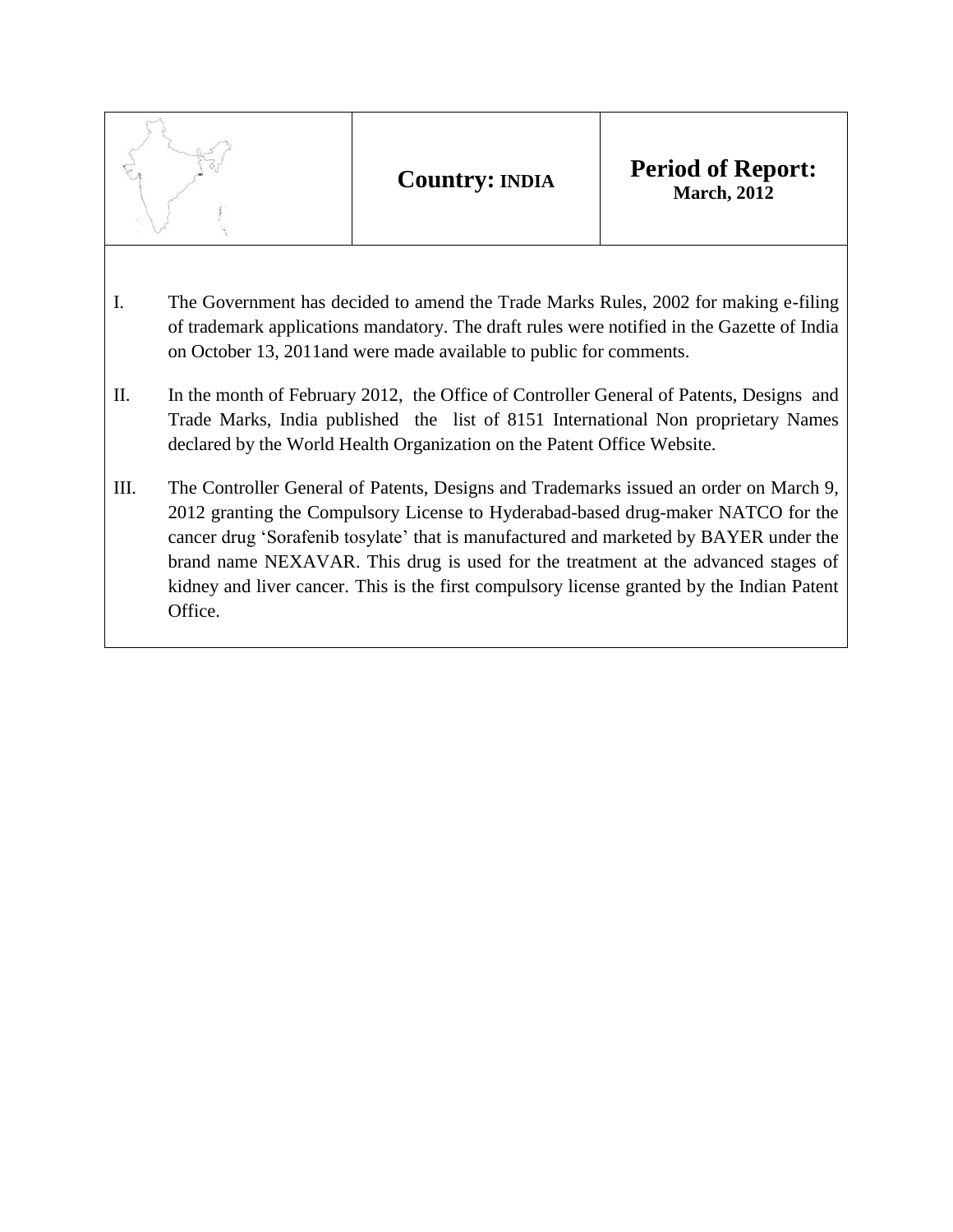| | **Country: INDIA** | **Period of Report:** **March, 2012** |
|---|---|---|

I. The Government has decided to amend the Trade Marks Rules, 2002 for making e-filing of trademark applications mandatory. The draft rules were notified in the Gazette of India on October 13, 2011and were made available to public for comments.

II. In the month of February 2012, the Office of Controller General of Patents, Designs and Trade Marks, India published the list of 8151 International Non proprietary Names declared by the World Health Organization on the Patent Office Website.

III. The Controller General of Patents, Designs and Trademarks issued an order on March 9, 2012 granting the Compulsory License to Hyderabad-based drug-maker NATCO for the cancer drug 'Sorafenib tosylate' that is manufactured and marketed by BAYER under the brand name NEXAVAR. This drug is used for the treatment at the advanced stages of kidney and liver cancer. This is the first compulsory license granted by the Indian Patent Office.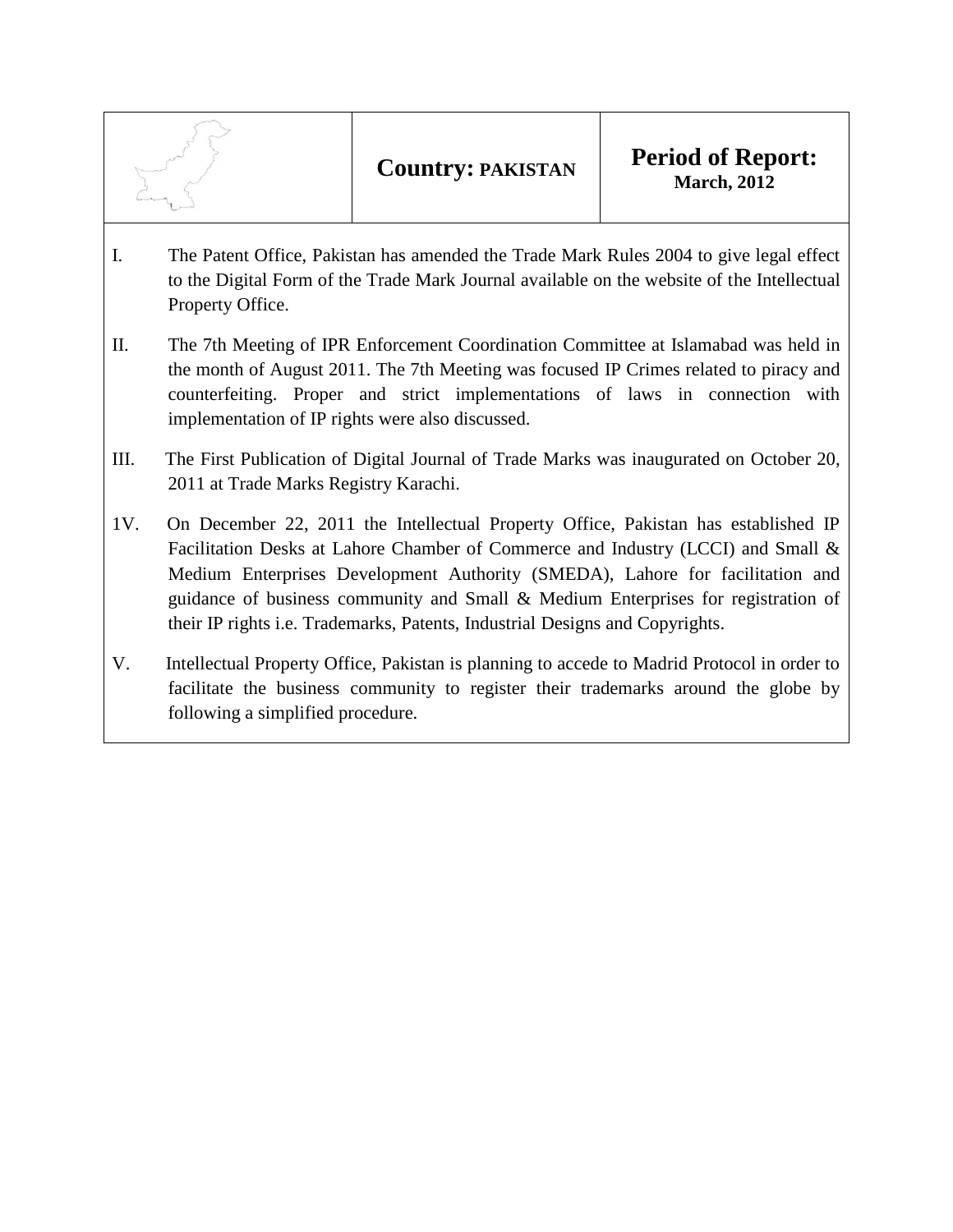| | **Country: PAKISTAN** | **Period of Report:** **March, 2012** |
|---|---|---|

I. The Patent Office, Pakistan has amended the Trade Mark Rules 2004 to give legal effect to the Digital Form of the Trade Mark Journal available on the website of the Intellectual Property Office.

II. The 7th Meeting of IPR Enforcement Coordination Committee at Islamabad was held in the month of August 2011. The 7th Meeting was focused IP Crimes related to piracy and counterfeiting. Proper and strict implementations of laws in connection with implementation of IP rights were also discussed.

III. The First Publication of Digital Journal of Trade Marks was inaugurated on October 20, 2011 at Trade Marks Registry Karachi.

1V. On December 22, 2011 the Intellectual Property Office, Pakistan has established IP Facilitation Desks at Lahore Chamber of Commerce and Industry (LCCI) and Small & Medium Enterprises Development Authority (SMEDA), Lahore for facilitation and guidance of business community and Small & Medium Enterprises for registration of their IP rights i.e. Trademarks, Patents, Industrial Designs and Copyrights.

V. Intellectual Property Office, Pakistan is planning to accede to Madrid Protocol in order to facilitate the business community to register their trademarks around the globe by following a simplified procedure.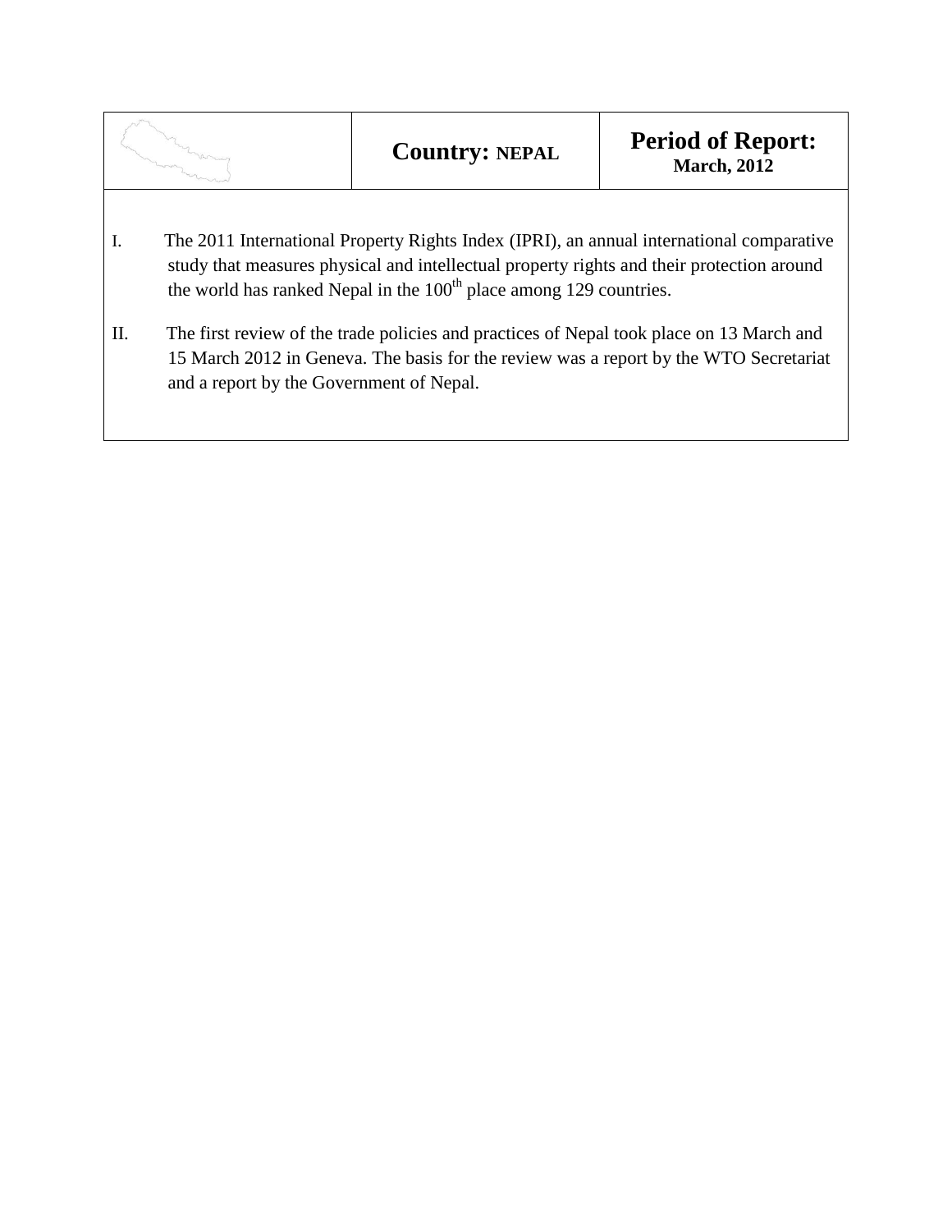| | **Country:** **NEPAL** | **Period of Report:** **March, 2012** |
|---|---|---|

I. The 2011 International Property Rights Index (IPRI), an annual international comparative study that measures physical and intellectual property rights and their protection around the world has ranked Nepal in the 100$^{th}$ place among 129 countries.

II. The first review of the trade policies and practices of Nepal took place on 13 March and 15 March 2012 in Geneva. The basis for the review was a report by the WTO Secretariat and a report by the Government of Nepal.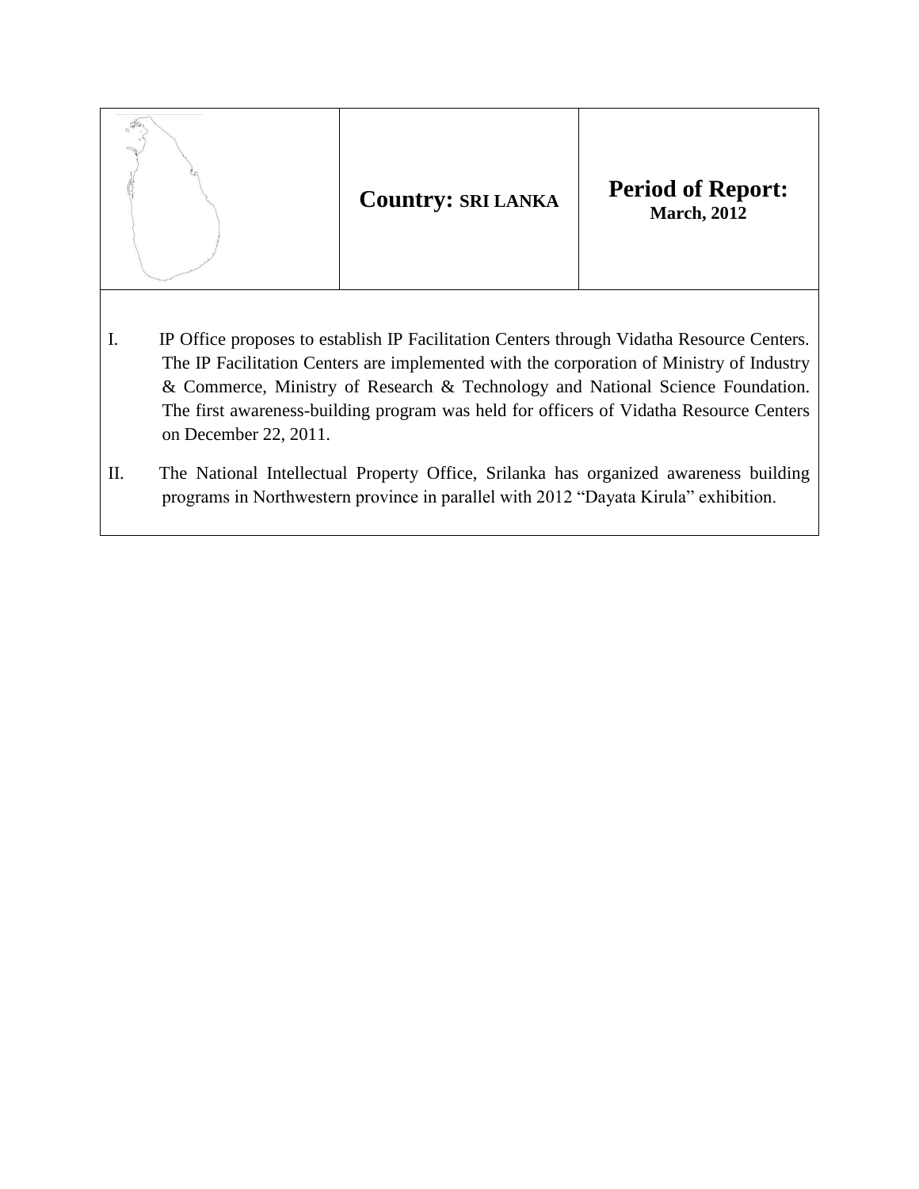| | **Country:** **SRI LANKA** | **Period of Report:** **March, 2012** |
|---|---|---|

I. IP Office proposes to establish IP Facilitation Centers through Vidatha Resource Centers. The IP Facilitation Centers are implemented with the corporation of Ministry of Industry & Commerce, Ministry of Research & Technology and National Science Foundation. The first awareness-building program was held for officers of Vidatha Resource Centers on December 22, 2011.

II. The National Intellectual Property Office, Srilanka has organized awareness building programs in Northwestern province in parallel with 2012 "Dayata Kirula" exhibition.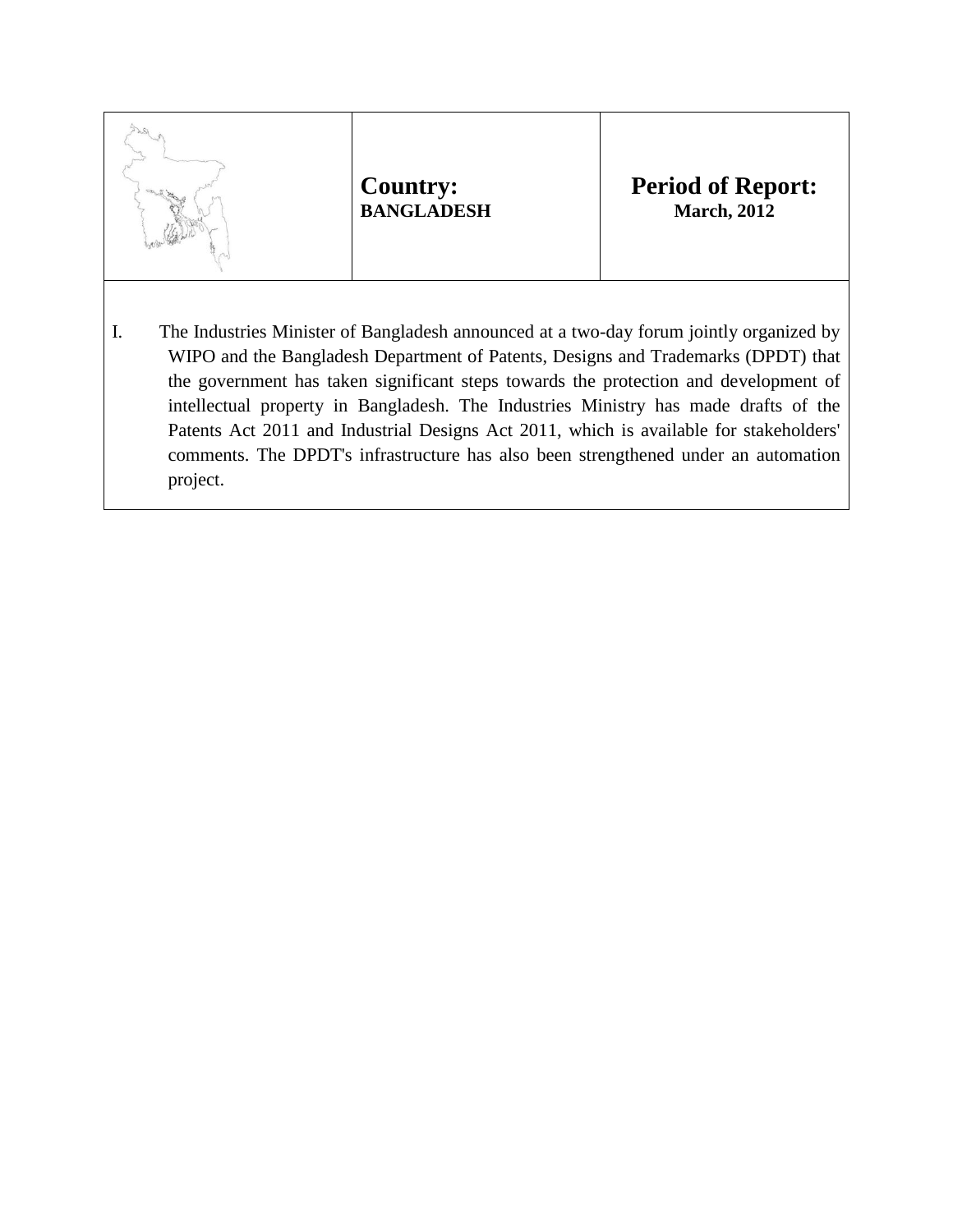| | | |
|---|---|---|
| | **Country:** **BANGLADESH** | **Period of Report:** **March, 2012** |

I. The Industries Minister of Bangladesh announced at a two-day forum jointly organized by WIPO and the Bangladesh Department of Patents, Designs and Trademarks (DPDT) that the government has taken significant steps towards the protection and development of intellectual property in Bangladesh. The Industries Ministry has made drafts of the Patents Act 2011 and Industrial Designs Act 2011, which is available for stakeholders' comments. The DPDT's infrastructure has also been strengthened under an automation project.